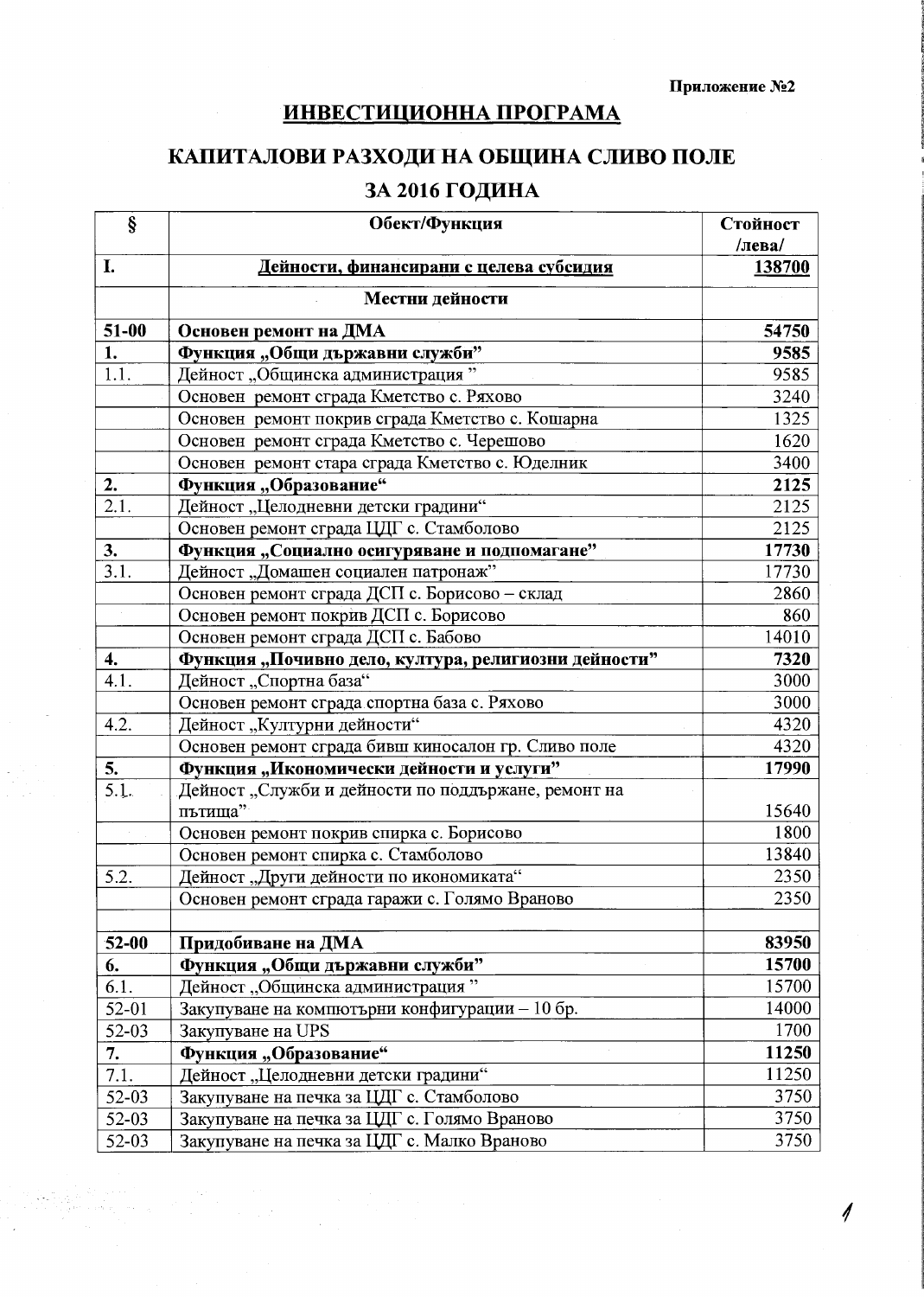**Приложение №2**

# ИНВЕСТИЦИОННА ПРОГРАМА

## КАПИТАЛОВИ РАЗХОДИ НА ОБЩИНА СЛИВО ПОЛЕ

## ЗА 2016 ГОДИНА

| § | Обект/Функция | Стойност /лева/ |
|---|---|---|
| **I.** | **Дейности, финансирани с целева субсидия** | **138700** |
| | **Местни дейности** | |
| **51-00** | **Основен ремонт на ДМА** | **54750** |
| **1.** | **Функция „Общи държавни служби"** | **9585** |
| 1.1. | Дейност „Общинска администрация " | 9585 |
| | Основен ремонт сграда Кметство с. Ряхово | 3240 |
| | Основен ремонт покрив сграда Кметство с. Кошарна | 1325 |
| | Основен ремонт сграда Кметство с. Черешово | 1620 |
| | Основен ремонт стара сграда Кметство с. Юделник | 3400 |
| **2.** | **Функция „Образование"** | **2125** |
| 2.1. | Дейност „Целодневни детски градини" | 2125 |
| | Основен ремонт сграда ЦДГ с. Стамболово | 2125 |
| **3.** | **Функция „Социално осигуряване и подпомагане"** | **17730** |
| 3.1. | Дейност „Домашен социален патронаж" | 17730 |
| | Основен ремонт сграда ДСП с. Борисово – склад | 2860 |
| | Основен ремонт покрив ДСП с. Борисово | 860 |
| | Основен ремонт сграда ДСП с. Бабово | 14010 |
| **4.** | **Функция „Почивно дело, култура, религиозни дейности"** | **7320** |
| 4.1. | Дейност „Спортна база" | 3000 |
| | Основен ремонт сграда спортна база с. Ряхово | 3000 |
| 4.2. | Дейност „Културни дейности" | 4320 |
| | Основен ремонт сграда бивш киносалон гр. Сливо поле | 4320 |
| **5.** | **Функция „Икономически дейности и услуги"** | **17990** |
| 5.1. | Дейност „Служби и дейности по поддържане, ремонт на пътища" | 15640 |
| | Основен ремонт покрив спирка с. Борисово | 1800 |
| | Основен ремонт спирка с. Стамболово | 13840 |
| 5.2. | Дейност „Други дейности по икономиката" | 2350 |
| | Основен ремонт сграда гаражи с. Голямо Враново | 2350 |
| | | |
| **52-00** | **Придобиване на ДМА** | **83950** |
| **6.** | **Функция „Общи държавни служби"** | **15700** |
| 6.1. | Дейност „Общинска администрация " | 15700 |
| 52-01 | Закупуване на компютърни конфигурации – 10 бр. | 14000 |
| 52-03 | Закупуване на UPS | 1700 |
| **7.** | **Функция „Образование"** | **11250** |
| 7.1. | Дейност „Целодневни детски градини" | 11250 |
| 52-03 | Закупуване на печка за ЦДГ с. Стамболово | 3750 |
| 52-03 | Закупуване на печка за ЦДГ с. Голямо Враново | 3750 |
| 52-03 | Закупуване на печка за ЦДГ с. Малко Враново | 3750 |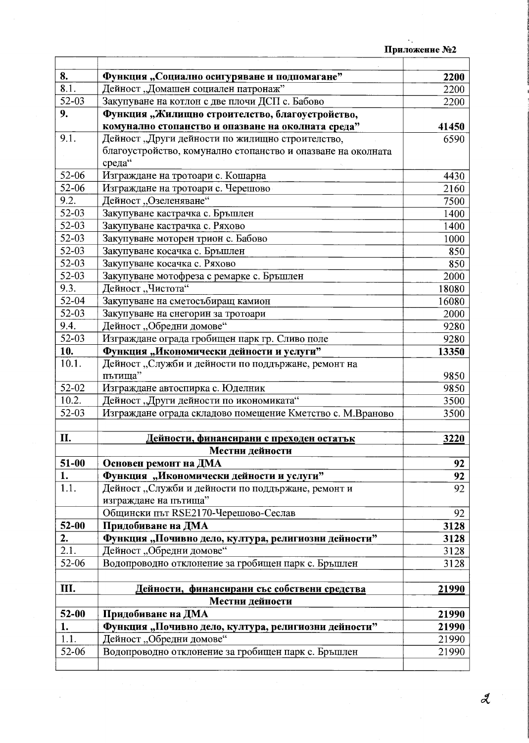Приложение №2

| | | |
|---|---|---|
| **8.** | **Функция „Социално осигуряване и подпомагане”** | **2200** |
| 8.1. | Дейност „Домашен социален патронаж” | 2200 |
| 52-03 | Закупуване на котлон с две плочи ДСП с. Бабово | 2200 |
| **9.** | **Функция „Жилищно строителство, благоустройство, комунално стопанство и опазване на околната среда”** | **41450** |
| 9.1. | Дейност „Други дейности по жилищно строителство, благоустройство, комунално стопанство и опазване на околната среда“ | 6590 |
| 52-06 | Изграждане на тротоари с. Кошарна | 4430 |
| 52-06 | Изграждане на тротоари с. Черешово | 2160 |
| 9.2. | Дейност „Озеленяване“ | 7500 |
| 52-03 | Закупуване кастрачка с. Бръшлен | 1400 |
| 52-03 | Закупуване кастрачка с. Ряхово | 1400 |
| 52-03 | Закупуване моторен трион с. Бабово | 1000 |
| 52-03 | Закупуване косачка с. Бръшлен | 850 |
| 52-03 | Закупуване косачка с. Ряхово | 850 |
| 52-03 | Закупуване мотофреза с ремарке с. Бръшлен | 2000 |
| 9.3. | Дейност „Чистота“ | 18080 |
| 52-04 | Закупуване на сметосъбиращ камион | 16080 |
| 52-03 | Закупуване на снегорин за тротоари | 2000 |
| 9.4. | Дейност „Обредни домове“ | 9280 |
| 52-03 | Изграждане ограда гробищен парк гр. Сливо поле | 9280 |
| **10.** | **Функция „Икономически дейности и услуги”** | **13350** |
| 10.1. | Дейност „Служби и дейности по поддържане, ремонт на пътища” | 9850 |
| 52-02 | Изграждане автоспирка с. Юделник | 9850 |
| 10.2. | Дейност „Други дейности по икономиката“ | 3500 |
| 52-03 | Изграждане ограда складово помещение Кметство с. М.Враново | 3500 |
| | | |
| **II.** | **Дейности, финансирани с преходен остатък** | **3220** |
| | **Местни дейности** | |
| **51-00** | **Основен ремонт на ДМА** | **92** |
| **1.** | **Функция „Икономически дейности и услуги”** | **92** |
| 1.1. | Дейност „Служби и дейности по поддържане, ремонт и изграждане на пътища” | 92 |
| | Общински път RSE2170-Черешово-Сеслав | 92 |
| **52-00** | **Придобиване на ДМА** | **3128** |
| **2.** | **Функция „Почивно дело, култура, религиозни дейности”** | **3128** |
| 2.1. | Дейност „Обредни домове“ | 3128 |
| 52-06 | Водопроводно отклонение за гробищен парк с. Бръшлен | 3128 |
| | | |
| **III.** | **Дейности, финансирани със собствени средства** | **21990** |
| | **Местни дейности** | |
| **52-00** | **Придобиване на ДМА** | **21990** |
| **1.** | **Функция „Почивно дело, култура, религиозни дейности”** | **21990** |
| 1.1. | Дейност „Обредни домове“ | 21990 |
| 52-06 | Водопроводно отклонение за гробищен парк с. Бръшлен | 21990 |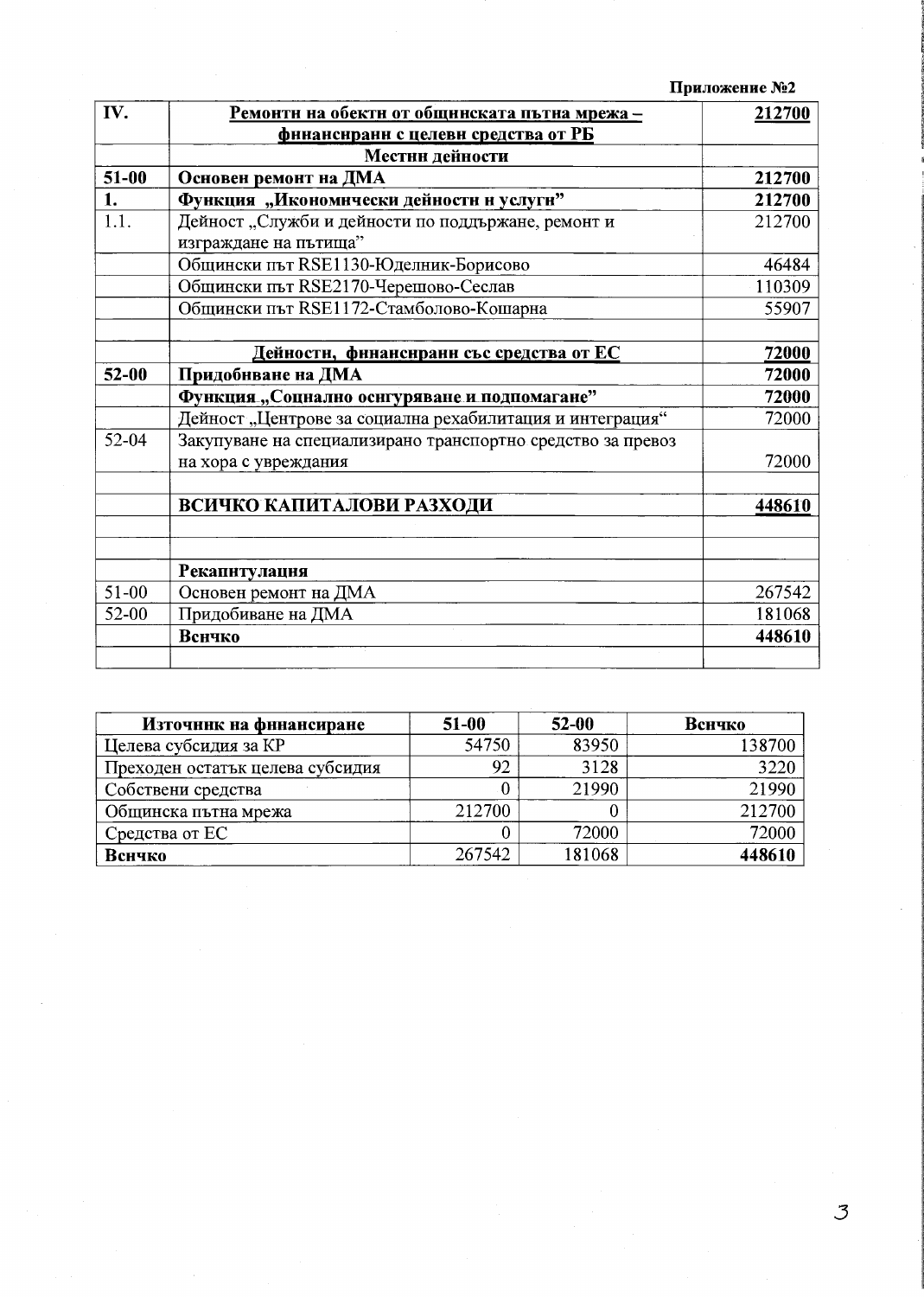Приложение №2

| | | |
|---|---|---|
| **IV.** | **Ремонти на обекти от общинската пътна мрежа – финансирани с целеви средства от РБ** | **212700** |
| | **Местни дейности** | |
| **51-00** | **Основен ремонт на ДМА** | **212700** |
| **1.** | **Функция „Икономически дейности и услуги”** | **212700** |
| 1.1. | Дейност „Служби и дейности по поддържане, ремонт и изграждане на пътища” | 212700 |
| | Общински път RSE1130-Юделник-Борисово | 46484 |
| | Общински път RSE2170-Черешово-Сеслав | 110309 |
| | Общински път RSE1172-Стамболово-Кошарна | 55907 |
| | | |
| | **Дейности, финансирани със средства от ЕС** | **72000** |
| **52-00** | **Придобиване на ДМА** | **72000** |
| | **Функция „Социално осигуряване и подпомагане”** | **72000** |
| | Дейност „Центрове за социална рехабилитация и интеграция“ | 72000 |
| 52-04 | Закупуване на специализирано транспортно средство за превоз на хора с увреждания | 72000 |
| | | |
| | **ВСИЧКО КАПИТАЛОВИ РАЗХОДИ** | **448610** |
| | | |
| | | |
| | **Рекапитулация** | |
| 51-00 | Основен ремонт на ДМА | 267542 |
| 52-00 | Придобиване на ДМА | 181068 |
| | **Всичко** | **448610** |

| Източник на финансиране | 51-00 | 52-00 | Всичко |
|---|---|---|---|
| Целева субсидия за КР | 54750 | 83950 | 138700 |
| Преходен остатък целева субсидия | 92 | 3128 | 3220 |
| Собствени средства | 0 | 21990 | 21990 |
| Общинска пътна мрежа | 212700 | 0 | 212700 |
| Средства от ЕС | 0 | 72000 | 72000 |
| **Всичко** | 267542 | 181068 | **448610** |